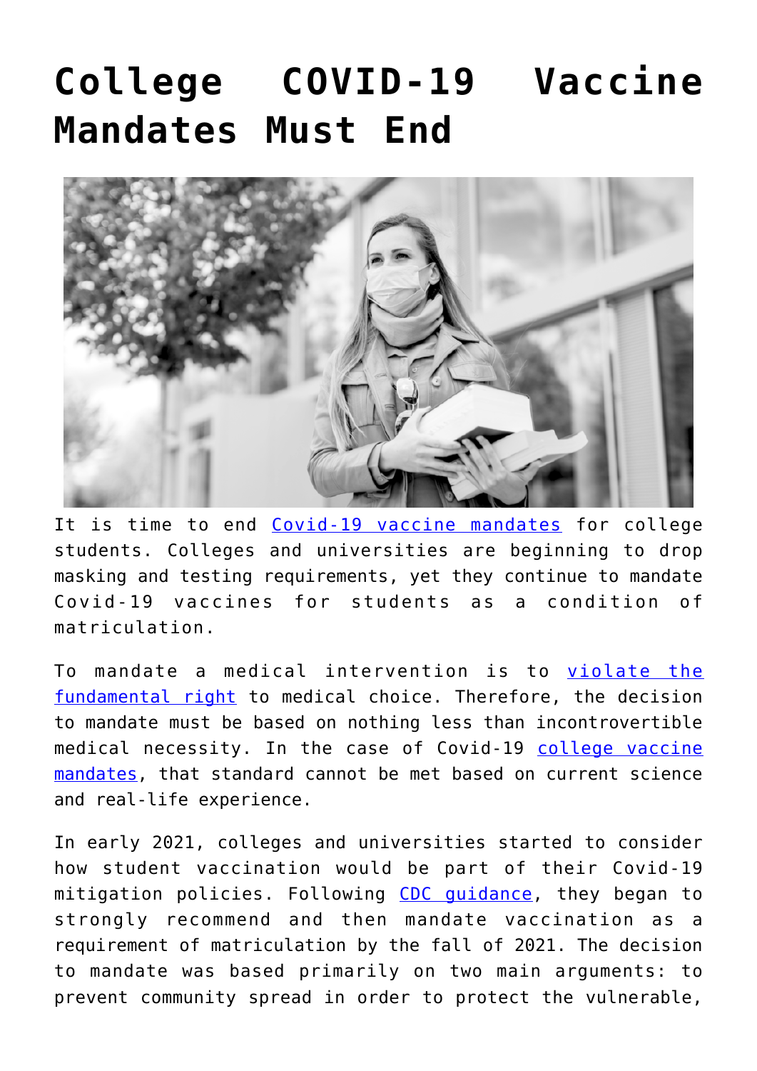# College COVID-19 Vaccine Mandates Must End

It is time to end Covid-19 vaccine mandates for college students. Colleges and universities are beginning to drop masking and testing requirements, yet they continue to mandate Covid-19 vaccines for students as a condition of matriculation.

To mandate a medical intervention is to violate the fundamental right to medical choice. Therefore, the decision to mandate must be based on nothing less than incontrovertible medical necessity. In the case of Covid-19 college vaccine mandates, that standard cannot be met based on current science and real-life experience.

In early 2021, colleges and universities started to consider how student vaccination would be part of their Covid-19 mitigation policies. Following CDC guidance, they began to strongly recommend and then mandate vaccination as a requirement of matriculation by the fall of 2021. The decision to mandate was based primarily on two main arguments: to prevent community spread in order to protect the vulnerable,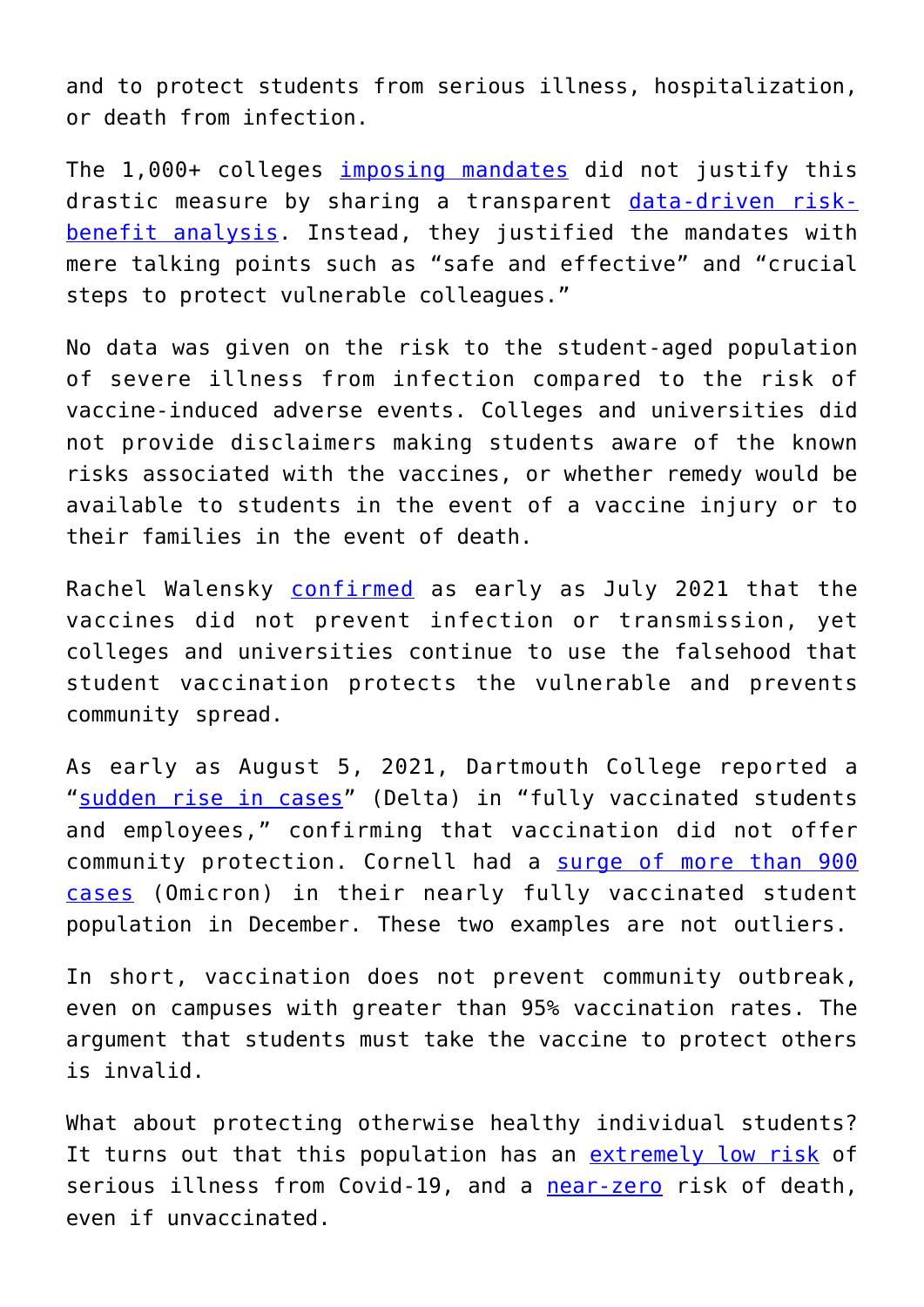and to protect students from serious illness, hospitalization, or death from infection.

The 1,000+ colleges imposing mandates did not justify this drastic measure by sharing a transparent data-driven risk-benefit analysis. Instead, they justified the mandates with mere talking points such as “safe and effective” and “crucial steps to protect vulnerable colleagues.”

No data was given on the risk to the student-aged population of severe illness from infection compared to the risk of vaccine-induced adverse events. Colleges and universities did not provide disclaimers making students aware of the known risks associated with the vaccines, or whether remedy would be available to students in the event of a vaccine injury or to their families in the event of death.

Rachel Walensky confirmed as early as July 2021 that the vaccines did not prevent infection or transmission, yet colleges and universities continue to use the falsehood that student vaccination protects the vulnerable and prevents community spread.

As early as August 5, 2021, Dartmouth College reported a “sudden rise in cases” (Delta) in “fully vaccinated students and employees,” confirming that vaccination did not offer community protection. Cornell had a surge of more than 900 cases (Omicron) in their nearly fully vaccinated student population in December. These two examples are not outliers.

In short, vaccination does not prevent community outbreak, even on campuses with greater than 95% vaccination rates. The argument that students must take the vaccine to protect others is invalid.

What about protecting otherwise healthy individual students? It turns out that this population has an extremely low risk of serious illness from Covid-19, and a near-zero risk of death, even if unvaccinated.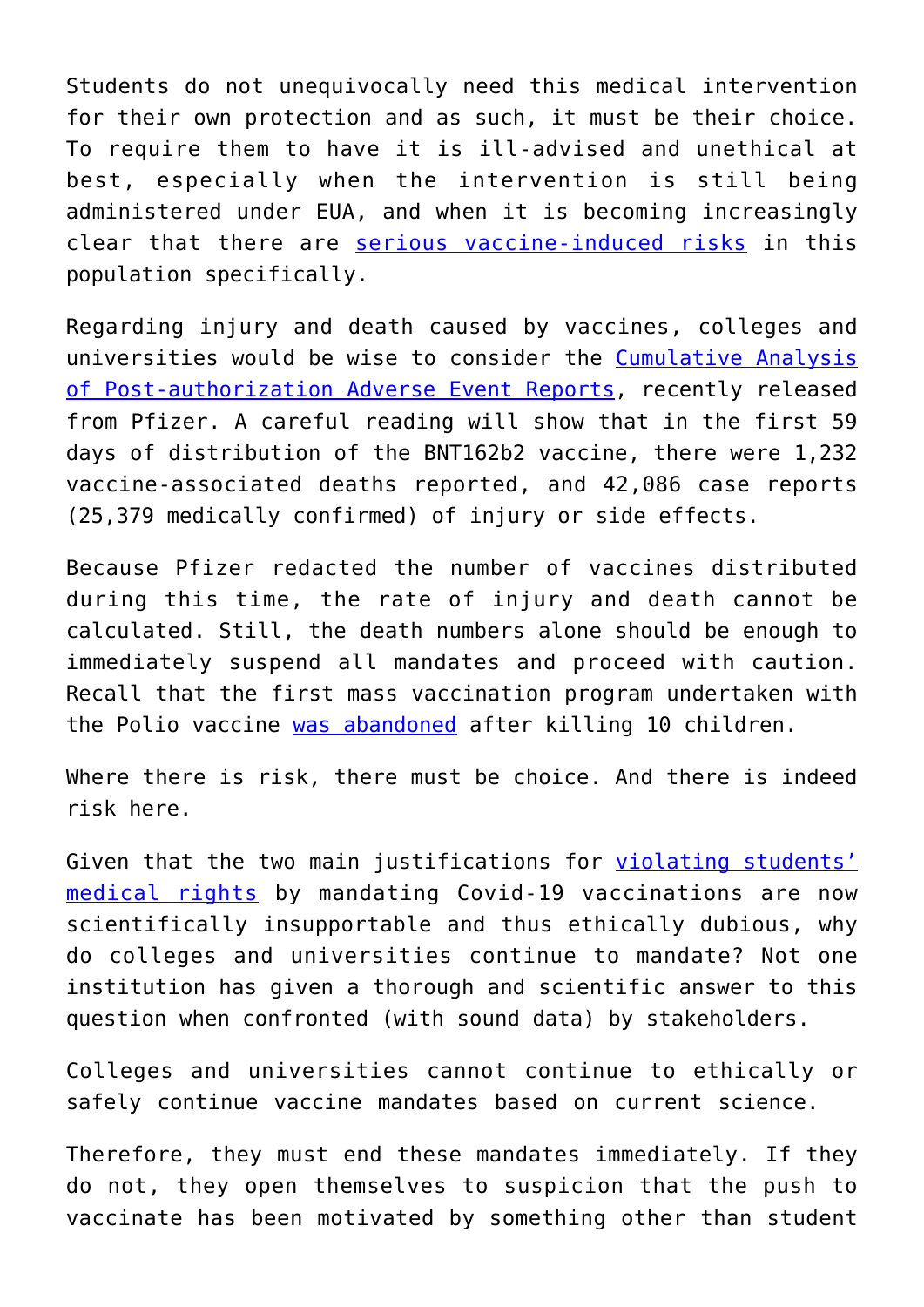Students do not unequivocally need this medical intervention for their own protection and as such, it must be their choice. To require them to have it is ill-advised and unethical at best, especially when the intervention is still being administered under EUA, and when it is becoming increasingly clear that there are serious vaccine-induced risks in this population specifically.

Regarding injury and death caused by vaccines, colleges and universities would be wise to consider the Cumulative Analysis of Post-authorization Adverse Event Reports, recently released from Pfizer. A careful reading will show that in the first 59 days of distribution of the BNT162b2 vaccine, there were 1,232 vaccine-associated deaths reported, and 42,086 case reports (25,379 medically confirmed) of injury or side effects.

Because Pfizer redacted the number of vaccines distributed during this time, the rate of injury and death cannot be calculated. Still, the death numbers alone should be enough to immediately suspend all mandates and proceed with caution. Recall that the first mass vaccination program undertaken with the Polio vaccine was abandoned after killing 10 children.

Where there is risk, there must be choice. And there is indeed risk here.

Given that the two main justifications for violating students' medical rights by mandating Covid-19 vaccinations are now scientifically insupportable and thus ethically dubious, why do colleges and universities continue to mandate? Not one institution has given a thorough and scientific answer to this question when confronted (with sound data) by stakeholders.

Colleges and universities cannot continue to ethically or safely continue vaccine mandates based on current science.

Therefore, they must end these mandates immediately. If they do not, they open themselves to suspicion that the push to vaccinate has been motivated by something other than student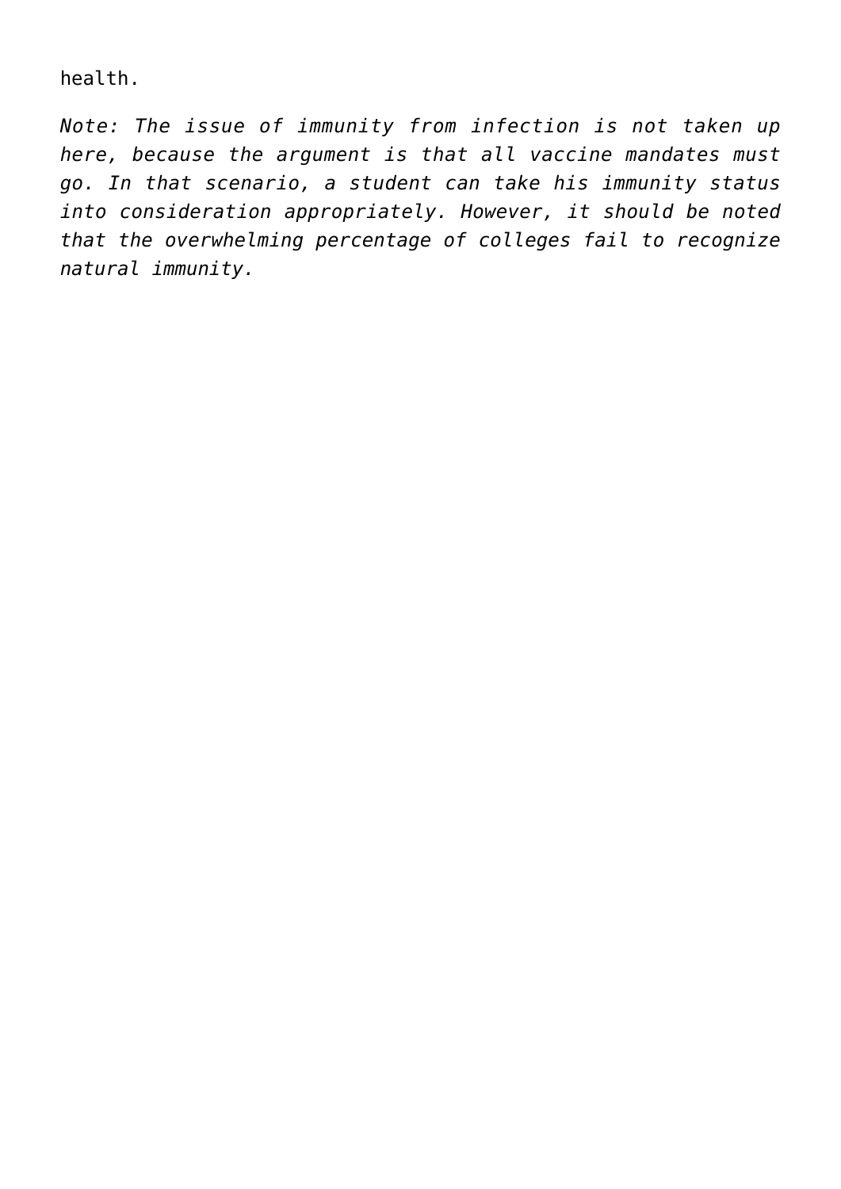health.

*Note: The issue of immunity from infection is not taken up here, because the argument is that all vaccine mandates must go. In that scenario, a student can take his immunity status into consideration appropriately. However, it should be noted that the overwhelming percentage of colleges fail to recognize natural immunity.*